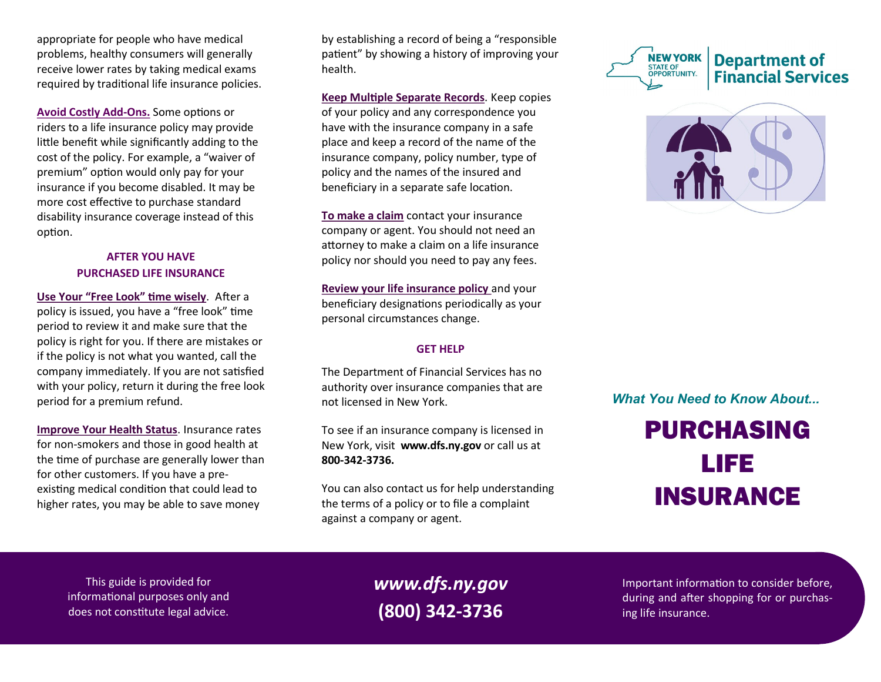appropriate for people who have medical problems, healthy consumers will generally receive lower rates by taking medical exams required by traditional life insurance policies.

**Avoid Costly Add-Ons.** Some options or riders to a life insurance policy may provide little benefit while significantly adding to the cost of the policy. For example, a "waiver of premium" option would only pay for your insurance if you become disabled. It may be more cost effective to purchase standard disability insurance coverage instead of this option.

## AFTER YOU HAVE PURCHASED LIFE INSURANCE

**Use Your "Free Look" time wisely**. After a policy is issued, you have a "free look" time period to review it and make sure that the policy is right for you. If there are mistakes or if the policy is not what you wanted, call the company immediately. If you are not satisfied with your policy, return it during the free look period for a premium refund.

**Improve Your Health Status**. Insurance rates for non-smokers and those in good health at the time of purchase are generally lower than for other customers. If you have a pre-existing medical condition that could lead to higher rates, you may be able to save money by establishing a record of being a "responsible patient" by showing a history of improving your health.

**Keep Multiple Separate Records**. Keep copies of your policy and any correspondence you have with the insurance company in a safe place and keep a record of the name of the insurance company, policy number, type of policy and the names of the insured and beneficiary in a separate safe location.

**To make a claim** contact your insurance company or agent. You should not need an attorney to make a claim on a life insurance policy nor should you need to pay any fees.

**Review your life insurance policy** and your beneficiary designations periodically as your personal circumstances change.

## GET HELP

The Department of Financial Services has no authority over insurance companies that are not licensed in New York.

To see if an insurance company is licensed in New York, visit **www.dfs.ny.gov** or call us at **800-342-3736.**

You can also contact us for help understanding the terms of a policy or to file a complaint against a company or agent.

NEW YORK STATE OF OPPORTUNITY. | Department of Financial Services

*What You Need to Know About...*

# PURCHASING LIFE INSURANCE

This guide is provided for informational purposes only and does not constitute legal advice.

***www.dfs.ny.gov***

**(800) 342-3736**

Important information to consider before, during and after shopping for or purchasing life insurance.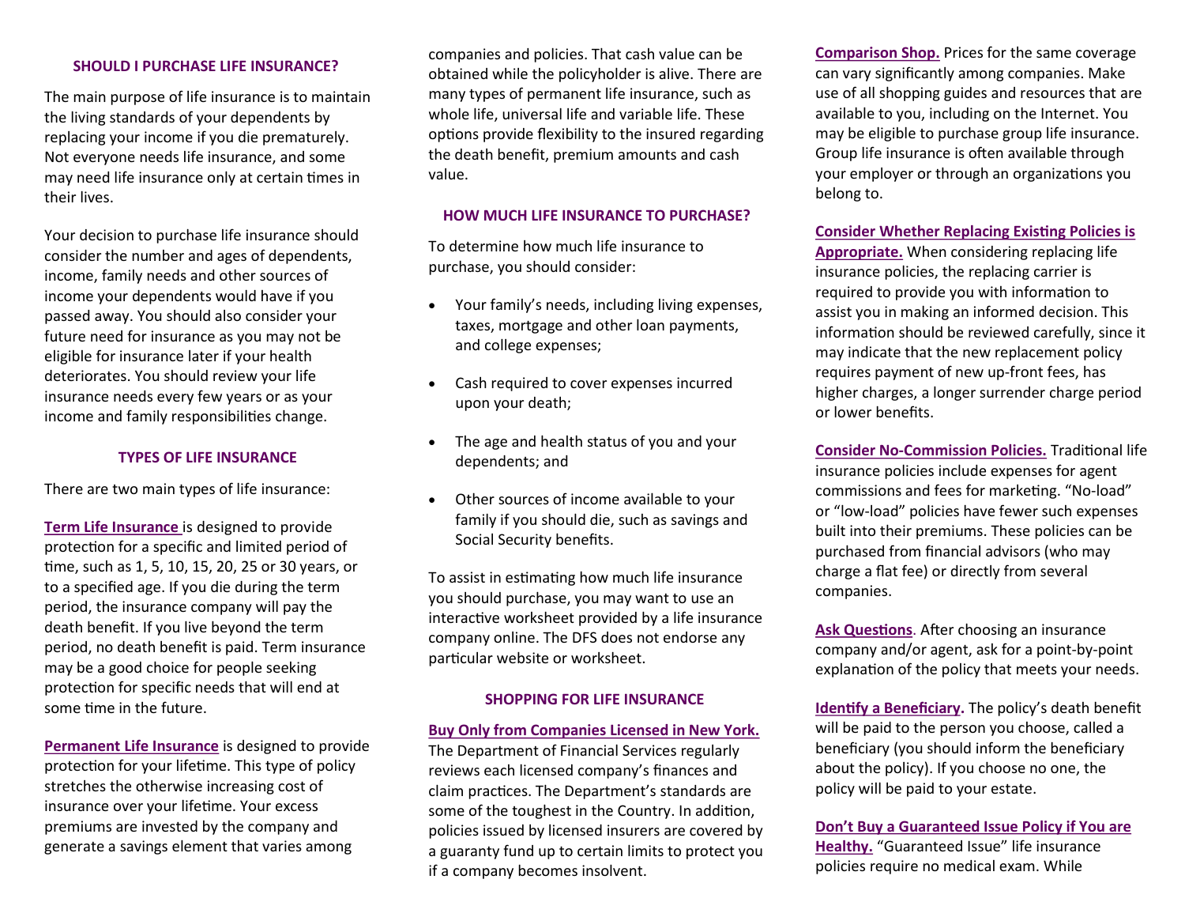### SHOULD I PURCHASE LIFE INSURANCE?

The main purpose of life insurance is to maintain the living standards of your dependents by replacing your income if you die prematurely. Not everyone needs life insurance, and some may need life insurance only at certain times in their lives.

Your decision to purchase life insurance should consider the number and ages of dependents, income, family needs and other sources of income your dependents would have if you passed away. You should also consider your future need for insurance as you may not be eligible for insurance later if your health deteriorates. You should review your life insurance needs every few years or as your income and family responsibilities change.

### TYPES OF LIFE INSURANCE

There are two main types of life insurance:

**Term Life Insurance** is designed to provide protection for a specific and limited period of time, such as 1, 5, 10, 15, 20, 25 or 30 years, or to a specified age. If you die during the term period, the insurance company will pay the death benefit. If you live beyond the term period, no death benefit is paid. Term insurance may be a good choice for people seeking protection for specific needs that will end at some time in the future.

**Permanent Life Insurance** is designed to provide protection for your lifetime. This type of policy stretches the otherwise increasing cost of insurance over your lifetime. Your excess premiums are invested by the company and generate a savings element that varies among companies and policies. That cash value can be obtained while the policyholder is alive. There are many types of permanent life insurance, such as whole life, universal life and variable life. These options provide flexibility to the insured regarding the death benefit, premium amounts and cash value.

### HOW MUCH LIFE INSURANCE TO PURCHASE?

To determine how much life insurance to purchase, you should consider:

- Your family's needs, including living expenses, taxes, mortgage and other loan payments, and college expenses;
- Cash required to cover expenses incurred upon your death;
- The age and health status of you and your dependents; and
- Other sources of income available to your family if you should die, such as savings and Social Security benefits.

To assist in estimating how much life insurance you should purchase, you may want to use an interactive worksheet provided by a life insurance company online. The DFS does not endorse any particular website or worksheet.

### SHOPPING FOR LIFE INSURANCE

**Buy Only from Companies Licensed in New York.** The Department of Financial Services regularly reviews each licensed company's finances and claim practices. The Department's standards are some of the toughest in the Country. In addition, policies issued by licensed insurers are covered by a guaranty fund up to certain limits to protect you if a company becomes insolvent.

**Comparison Shop.** Prices for the same coverage can vary significantly among companies. Make use of all shopping guides and resources that are available to you, including on the Internet. You may be eligible to purchase group life insurance. Group life insurance is often available through your employer or through an organizations you belong to.

**Consider Whether Replacing Existing Policies is Appropriate.** When considering replacing life insurance policies, the replacing carrier is required to provide you with information to assist you in making an informed decision. This information should be reviewed carefully, since it may indicate that the new replacement policy requires payment of new up-front fees, has higher charges, a longer surrender charge period or lower benefits.

**Consider No-Commission Policies.** Traditional life insurance policies include expenses for agent commissions and fees for marketing. "No-load" or "low-load" policies have fewer such expenses built into their premiums. These policies can be purchased from financial advisors (who may charge a flat fee) or directly from several companies.

**Ask Questions**. After choosing an insurance company and/or agent, ask for a point-by-point explanation of the policy that meets your needs.

**Identify a Beneficiary.** The policy's death benefit will be paid to the person you choose, called a beneficiary (you should inform the beneficiary about the policy). If you choose no one, the policy will be paid to your estate.

**Don't Buy a Guaranteed Issue Policy if You are Healthy.** "Guaranteed Issue" life insurance policies require no medical exam. While